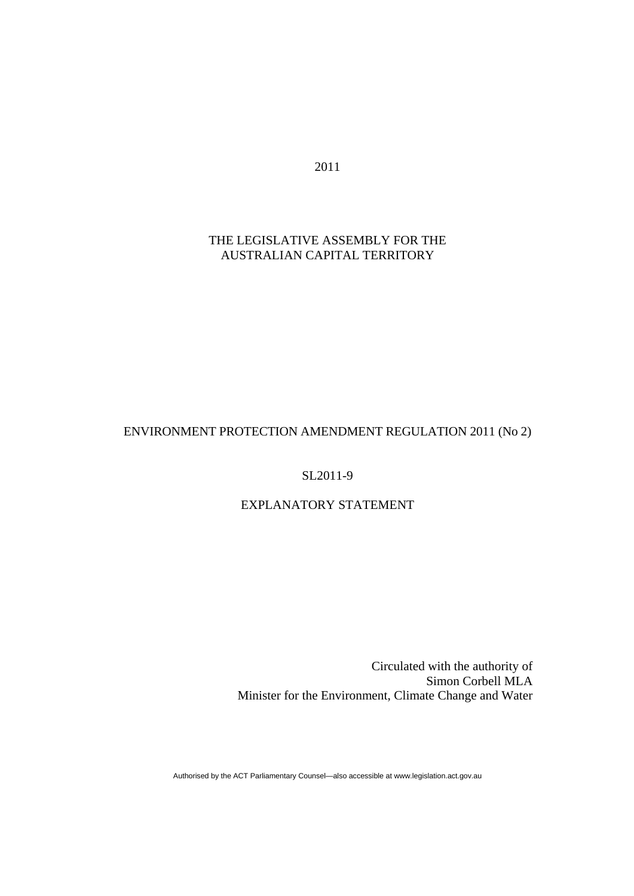2011

THE LEGISLATIVE ASSEMBLY FOR THE
AUSTRALIAN CAPITAL TERRITORY

ENVIRONMENT PROTECTION AMENDMENT REGULATION 2011 (No 2)

SL2011-9

EXPLANATORY STATEMENT

Circulated with the authority of
Simon Corbell MLA
Minister for the Environment, Climate Change and Water

Authorised by the ACT Parliamentary Counsel—also accessible at www.legislation.act.gov.au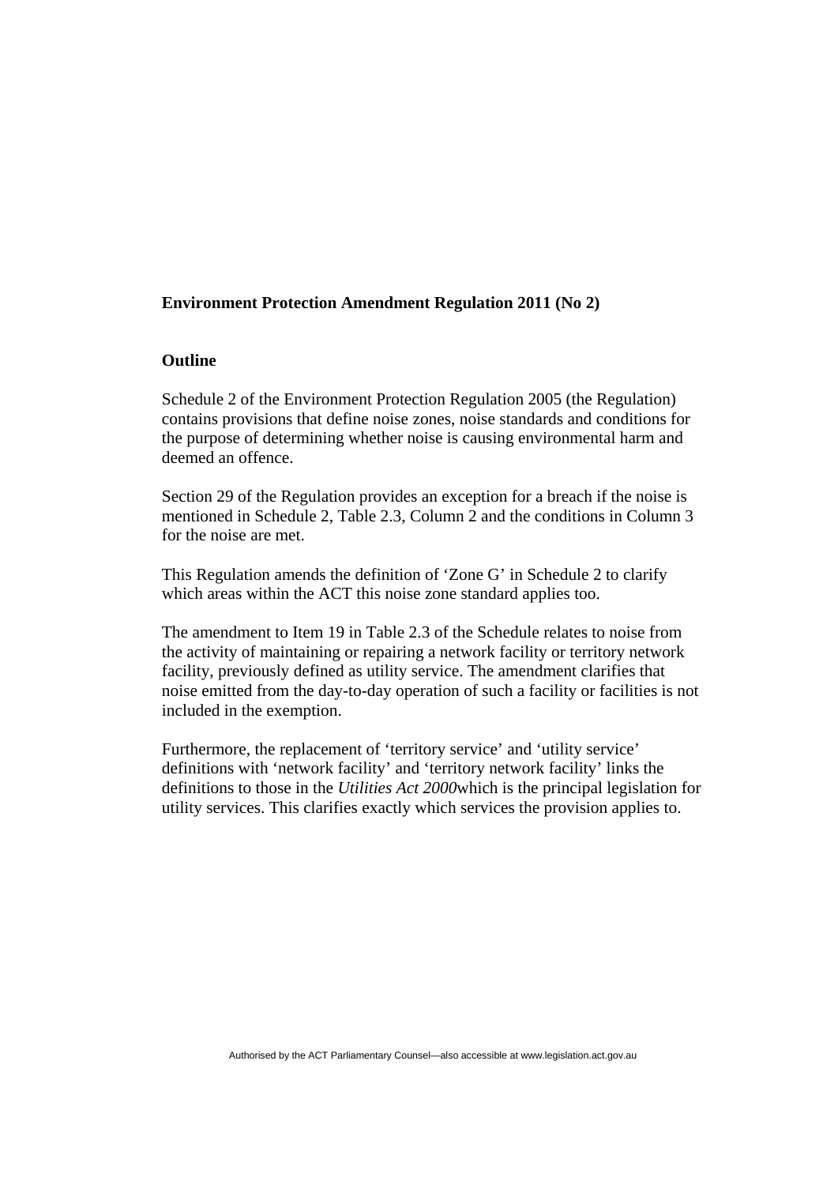**Environment Protection Amendment Regulation 2011 (No 2)**

**Outline**

Schedule 2 of the Environment Protection Regulation 2005 (the Regulation) contains provisions that define noise zones, noise standards and conditions for the purpose of determining whether noise is causing environmental harm and deemed an offence.

Section 29 of the Regulation provides an exception for a breach if the noise is mentioned in Schedule 2, Table 2.3, Column 2 and the conditions in Column 3 for the noise are met.

This Regulation amends the definition of 'Zone G' in Schedule 2 to clarify which areas within the ACT this noise zone standard applies too.

The amendment to Item 19 in Table 2.3 of the Schedule relates to noise from the activity of maintaining or repairing a network facility or territory network facility, previously defined as utility service. The amendment clarifies that noise emitted from the day-to-day operation of such a facility or facilities is not included in the exemption.

Furthermore, the replacement of 'territory service' and 'utility service' definitions with 'network facility' and 'territory network facility' links the definitions to those in the *Utilities Act 2000*which is the principal legislation for utility services. This clarifies exactly which services the provision applies to.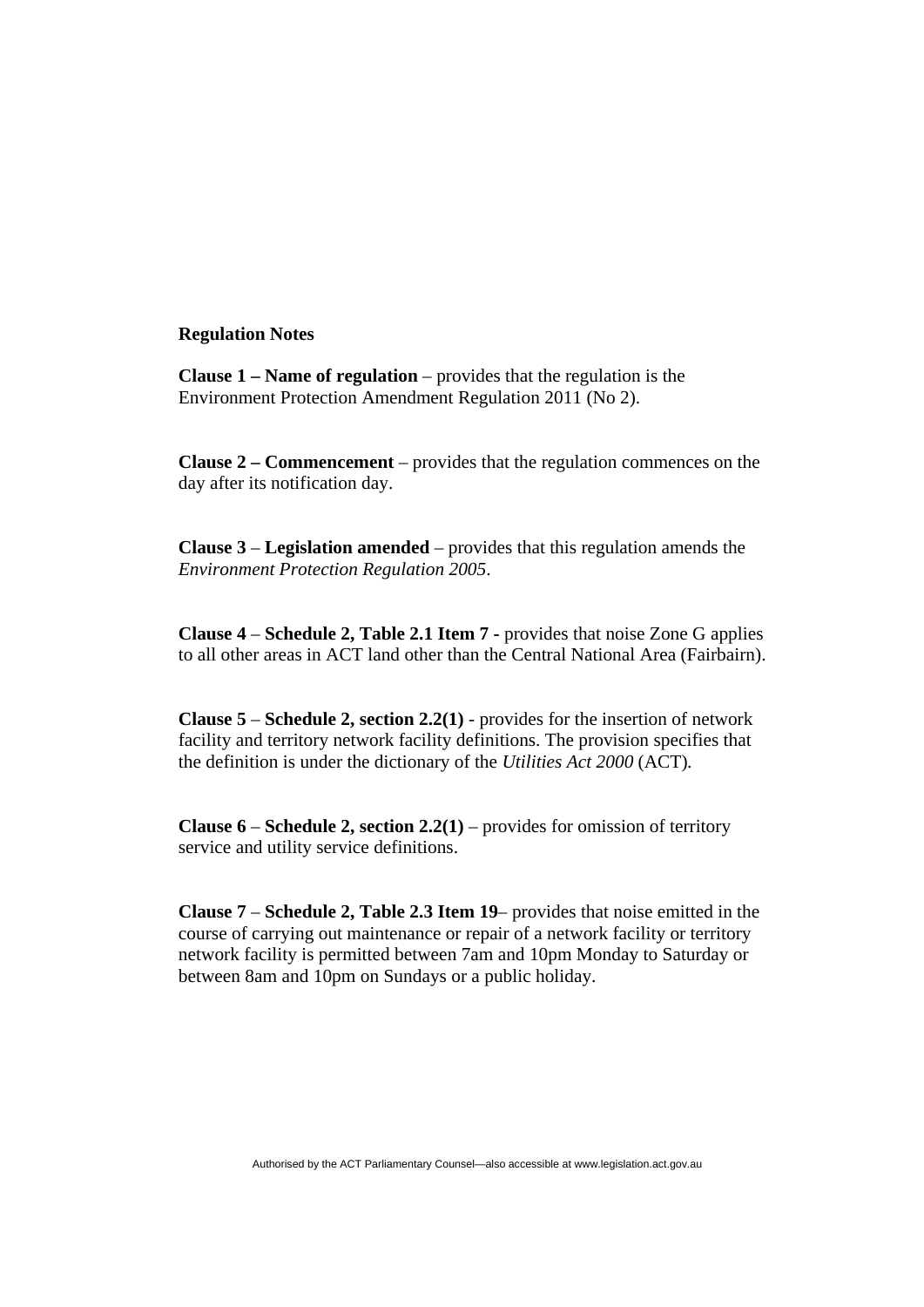**Regulation Notes**

**Clause 1 – Name of regulation** – provides that the regulation is the Environment Protection Amendment Regulation 2011 (No 2).

**Clause 2 – Commencement** – provides that the regulation commences on the day after its notification day.

**Clause 3** – **Legislation amended** – provides that this regulation amends the *Environment Protection Regulation 2005*.

**Clause 4** – **Schedule 2, Table 2.1 Item 7 -** provides that noise Zone G applies to all other areas in ACT land other than the Central National Area (Fairbairn).

**Clause 5** – **Schedule 2, section 2.2(1)** - provides for the insertion of network facility and territory network facility definitions. The provision specifies that the definition is under the dictionary of the *Utilities Act 2000* (ACT).

**Clause 6** – **Schedule 2, section 2.2(1)** – provides for omission of territory service and utility service definitions.

**Clause 7** – **Schedule 2, Table 2.3 Item 19**– provides that noise emitted in the course of carrying out maintenance or repair of a network facility or territory network facility is permitted between 7am and 10pm Monday to Saturday or between 8am and 10pm on Sundays or a public holiday.